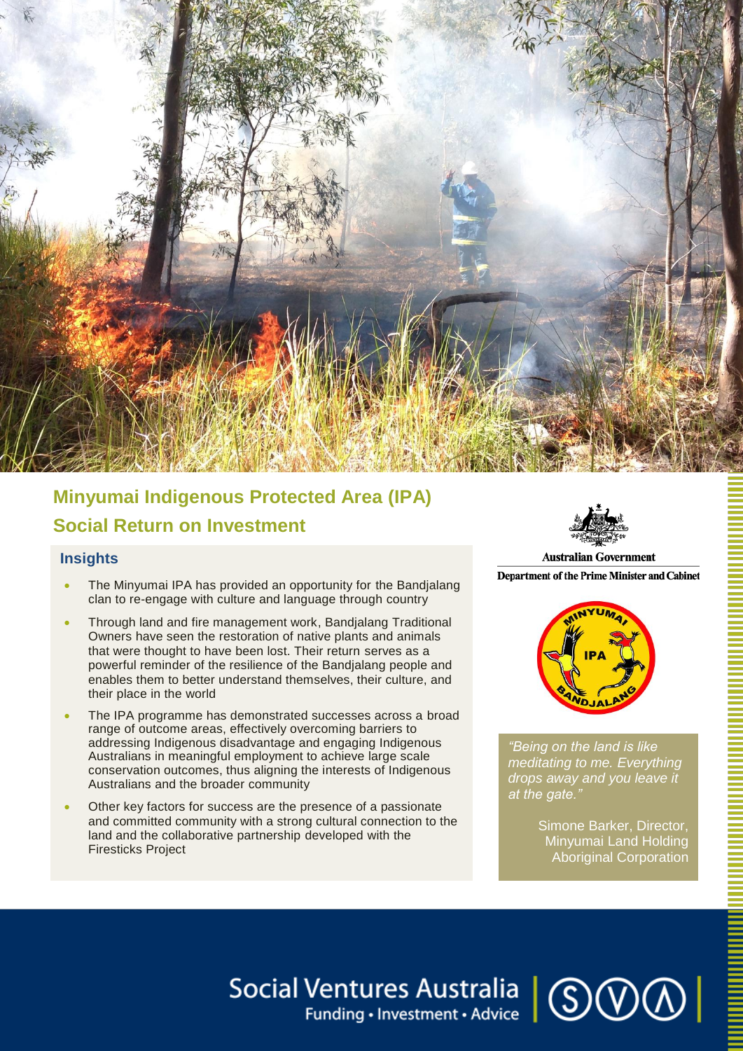# Minyumai Indigenous Protected Area (IPA)

## Social Return on Investment

### Insights

- The Minyumai IPA has provided an opportunity for the Bandjalang clan to re-engage with culture and language through country
- Through land and fire management work, Bandjalang Traditional Owners have seen the restoration of native plants and animals that were thought to have been lost. Their return serves as a powerful reminder of the resilience of the Bandjalang people and enables them to better understand themselves, their culture, and their place in the world
- The IPA programme has demonstrated successes across a broad range of outcome areas, effectively overcoming barriers to addressing Indigenous disadvantage and engaging Indigenous Australians in meaningful employment to achieve large scale conservation outcomes, thus aligning the interests of Indigenous Australians and the broader community
- Other key factors for success are the presence of a passionate and committed community with a strong cultural connection to the land and the collaborative partnership developed with the Firesticks Project

Australian Government
Department of the Prime Minister and Cabinet

*"Being on the land is like meditating to me. Everything drops away and you leave it at the gate."*

Simone Barker, Director, Minyumai Land Holding Aboriginal Corporation

Social Ventures Australia
Funding • Investment • Advice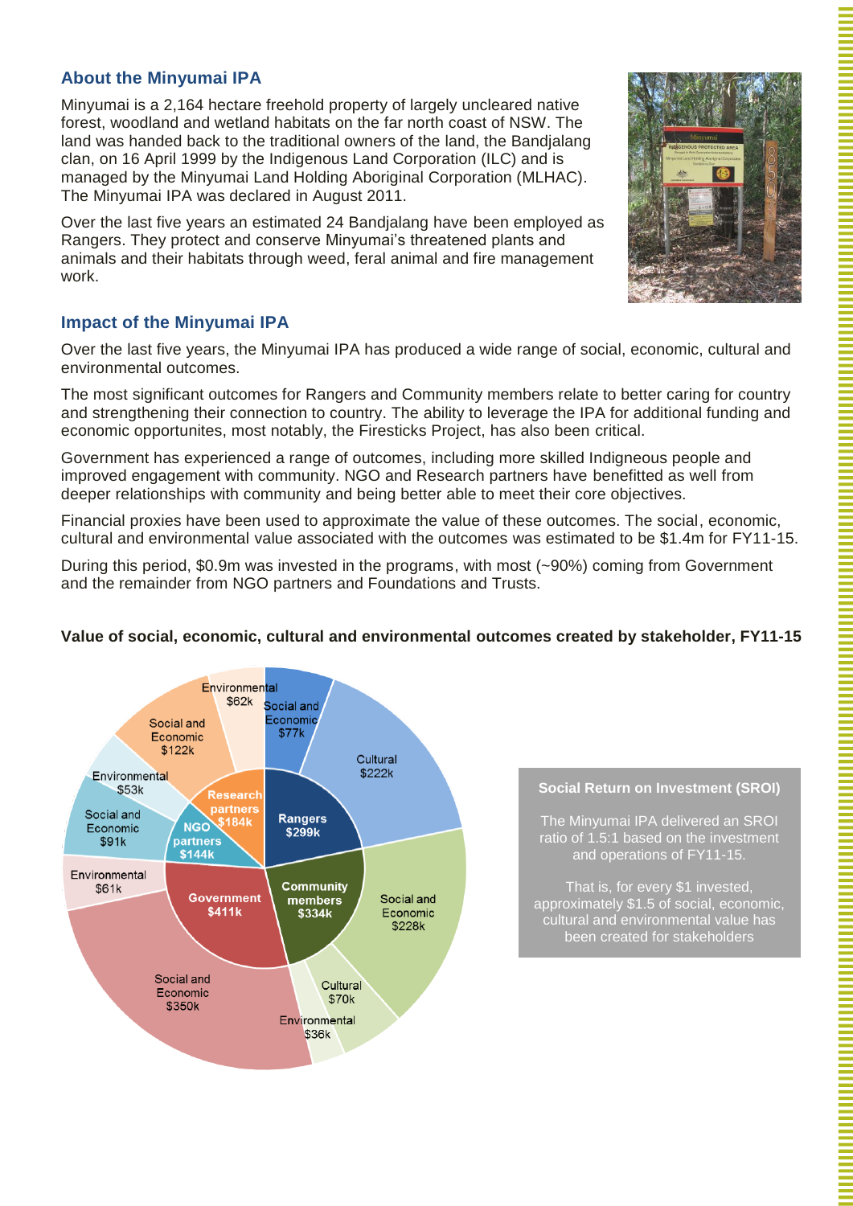## About the Minyumai IPA

Minyumai is a 2,164 hectare freehold property of largely uncleared native forest, woodland and wetland habitats on the far north coast of NSW. The land was handed back to the traditional owners of the land, the Bandjalang clan, on 16 April 1999 by the Indigenous Land Corporation (ILC) and is managed by the Minyumai Land Holding Aboriginal Corporation (MLHAC). The Minyumai IPA was declared in August 2011.

Over the last five years an estimated 24 Bandjalang have been employed as Rangers. They protect and conserve Minyumai's threatened plants and animals and their habitats through weed, feral animal and fire management work.

## Impact of the Minyumai IPA

Over the last five years, the Minyumai IPA has produced a wide range of social, economic, cultural and environmental outcomes.

The most significant outcomes for Rangers and Community members relate to better caring for country and strengthening their connection to country. The ability to leverage the IPA for additional funding and economic opportunites, most notably, the Firesticks Project, has also been critical.

Government has experienced a range of outcomes, including more skilled Indigneous people and improved engagement with community. NGO and Research partners have benefitted as well from deeper relationships with community and being better able to meet their core objectives.

Financial proxies have been used to approximate the value of these outcomes. The social, economic, cultural and environmental value associated with the outcomes was estimated to be $1.4m for FY11-15.

During this period, $0.9m was invested in the programs, with most (~90%) coming from Government and the remainder from NGO partners and Foundations and Trusts.

**Value of social, economic, cultural and environmental outcomes created by stakeholder, FY11-15**

| Stakeholder | Outcome type | Value |
|---|---|---|
| Rangers ($299k) | Social and Economic | $77k |
| | Cultural | $222k |
| Community members ($334k) | Social and Economic | $228k |
| | Cultural | $70k |
| | Environmental | $36k |
| Government ($411k) | Social and Economic | $350k |
| | Environmental | $61k |
| NGO partners ($144k) | Social and Economic | $91k |
| | Environmental | $53k |
| Research partners ($184k) | Social and Economic | $122k |
| | Environmental | $62k |

**Social Return on Investment (SROI)**

The Minyumai IPA delivered an SROI ratio of 1.5:1 based on the investment and operations of FY11-15.

That is, for every $1 invested, approximately $1.5 of social, economic, cultural and environmental value has been created for stakeholders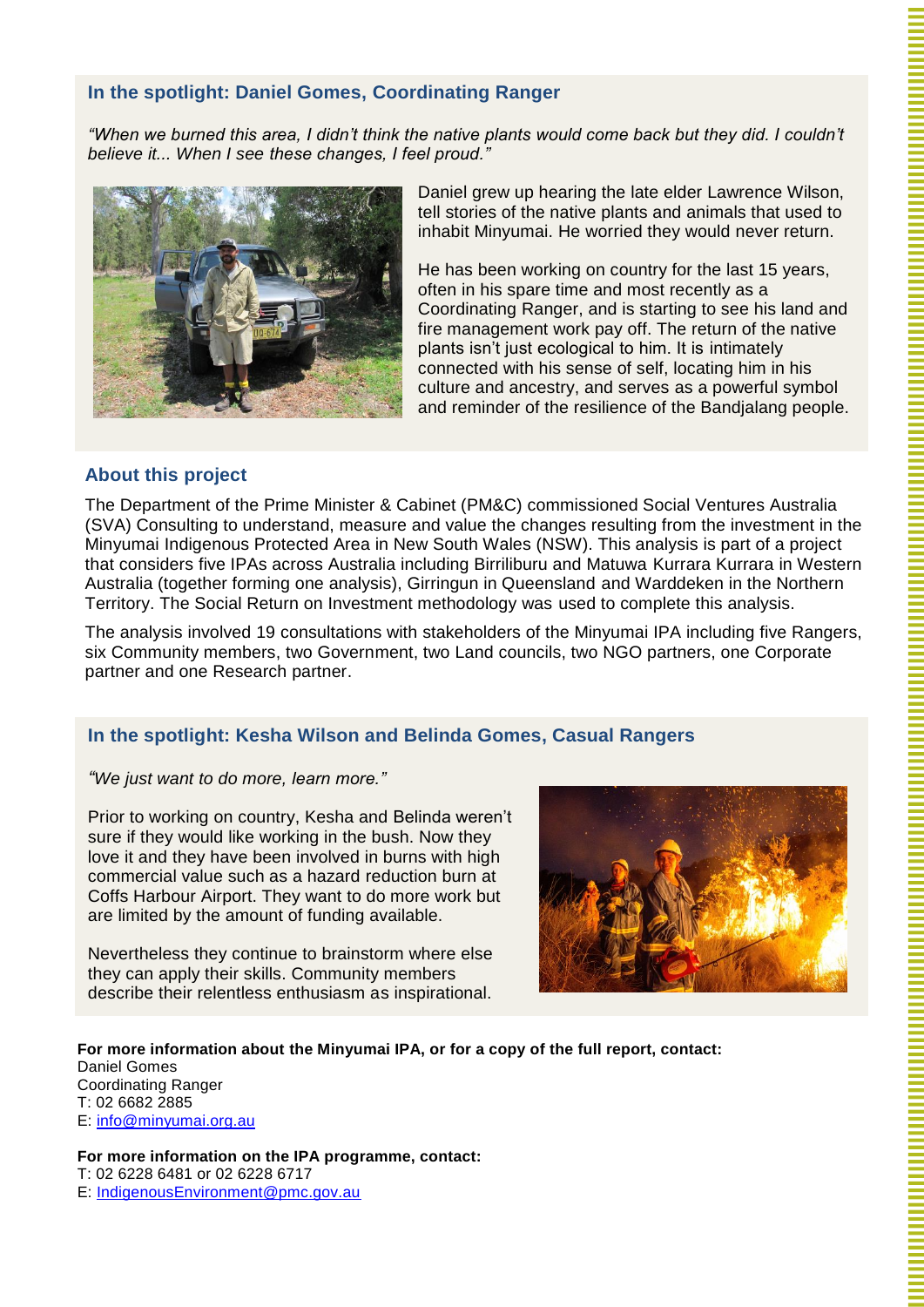### In the spotlight: Daniel Gomes, Coordinating Ranger

*"When we burned this area, I didn't think the native plants would come back but they did. I couldn't believe it... When I see these changes, I feel proud."*

Daniel grew up hearing the late elder Lawrence Wilson, tell stories of the native plants and animals that used to inhabit Minyumai. He worried they would never return.

He has been working on country for the last 15 years, often in his spare time and most recently as a Coordinating Ranger, and is starting to see his land and fire management work pay off. The return of the native plants isn't just ecological to him. It is intimately connected with his sense of self, locating him in his culture and ancestry, and serves as a powerful symbol and reminder of the resilience of the Bandjalang people.

### About this project

The Department of the Prime Minister & Cabinet (PM&C) commissioned Social Ventures Australia (SVA) Consulting to understand, measure and value the changes resulting from the investment in the Minyumai Indigenous Protected Area in New South Wales (NSW). This analysis is part of a project that considers five IPAs across Australia including Birriliburu and Matuwa Kurrara Kurrara in Western Australia (together forming one analysis), Girringun in Queensland and Warddeken in the Northern Territory. The Social Return on Investment methodology was used to complete this analysis.

The analysis involved 19 consultations with stakeholders of the Minyumai IPA including five Rangers, six Community members, two Government, two Land councils, two NGO partners, one Corporate partner and one Research partner.

### In the spotlight: Kesha Wilson and Belinda Gomes, Casual Rangers

*"We just want to do more, learn more."*

Prior to working on country, Kesha and Belinda weren't sure if they would like working in the bush. Now they love it and they have been involved in burns with high commercial value such as a hazard reduction burn at Coffs Harbour Airport. They want to do more work but are limited by the amount of funding available.

Nevertheless they continue to brainstorm where else they can apply their skills. Community members describe their relentless enthusiasm as inspirational.

**For more information about the Minyumai IPA, or for a copy of the full report, contact:**
Daniel Gomes
Coordinating Ranger
T: 02 6682 2885
E: info@minyumai.org.au

**For more information on the IPA programme, contact:**
T: 02 6228 6481 or 02 6228 6717
E: IndigenousEnvironment@pmc.gov.au